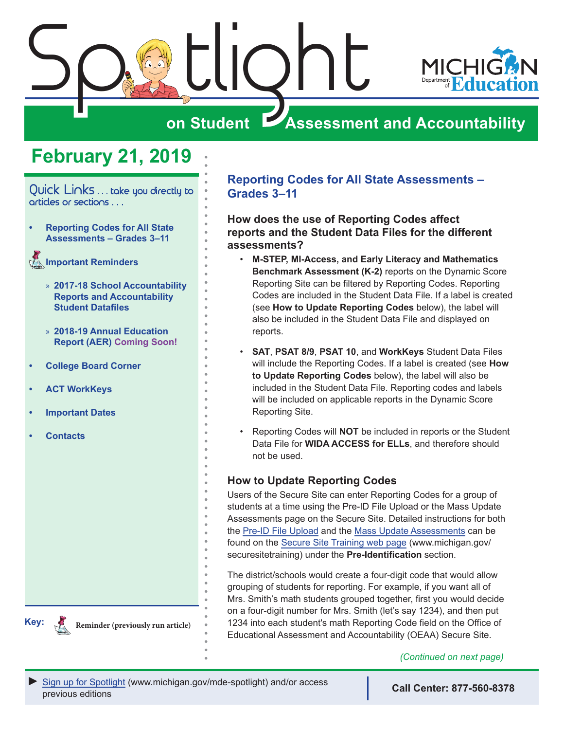# Spotlight on Student Assessment and Accountability

Michigan Department of Education

## February 21, 2019

Quick Links . . . take you directly to articles or sections . . .

- Reporting Codes for All State Assessments – Grades 3–11
- Important Reminders
  - » 2017-18 School Accountability Reports and Accountability Student Datafiles
  - » 2018-19 Annual Education Report (AER) Coming Soon!
- College Board Corner
- ACT WorkKeys
- Important Dates
- Contacts

Key: Reminder (previously run article)

## Reporting Codes for All State Assessments – Grades 3–11

### How does the use of Reporting Codes affect reports and the Student Data Files for the different assessments?

- **M-STEP, MI-Access, and Early Literacy and Mathematics Benchmark Assessment (K-2)** reports on the Dynamic Score Reporting Site can be filtered by Reporting Codes. Reporting Codes are included in the Student Data File. If a label is created (see **How to Update Reporting Codes** below), the label will also be included in the Student Data File and displayed on reports.
- **SAT**, **PSAT 8/9**, **PSAT 10**, and **WorkKeys** Student Data Files will include the Reporting Codes. If a label is created (see **How to Update Reporting Codes** below), the label will also be included in the Student Data File. Reporting codes and labels will be included on applicable reports in the Dynamic Score Reporting Site.
- Reporting Codes will **NOT** be included in reports or the Student Data File for **WIDA ACCESS for ELLs**, and therefore should not be used.

### How to Update Reporting Codes

Users of the Secure Site can enter Reporting Codes for a group of students at a time using the Pre-ID File Upload or the Mass Update Assessments page on the Secure Site. Detailed instructions for both the Pre-ID File Upload and the Mass Update Assessments can be found on the Secure Site Training web page (www.michigan.gov/securesitetraining) under the **Pre-Identification** section.

The district/schools would create a four-digit code that would allow grouping of students for reporting. For example, if you want all of Mrs. Smith's math students grouped together, first you would decide on a four-digit number for Mrs. Smith (let's say 1234), and then put 1234 into each student's math Reporting Code field on the Office of Educational Assessment and Accountability (OEAA) Secure Site.

*(Continued on next page)*

► Sign up for Spotlight (www.michigan.gov/mde-spotlight) and/or access previous editions

**Call Center: 877-560-8378**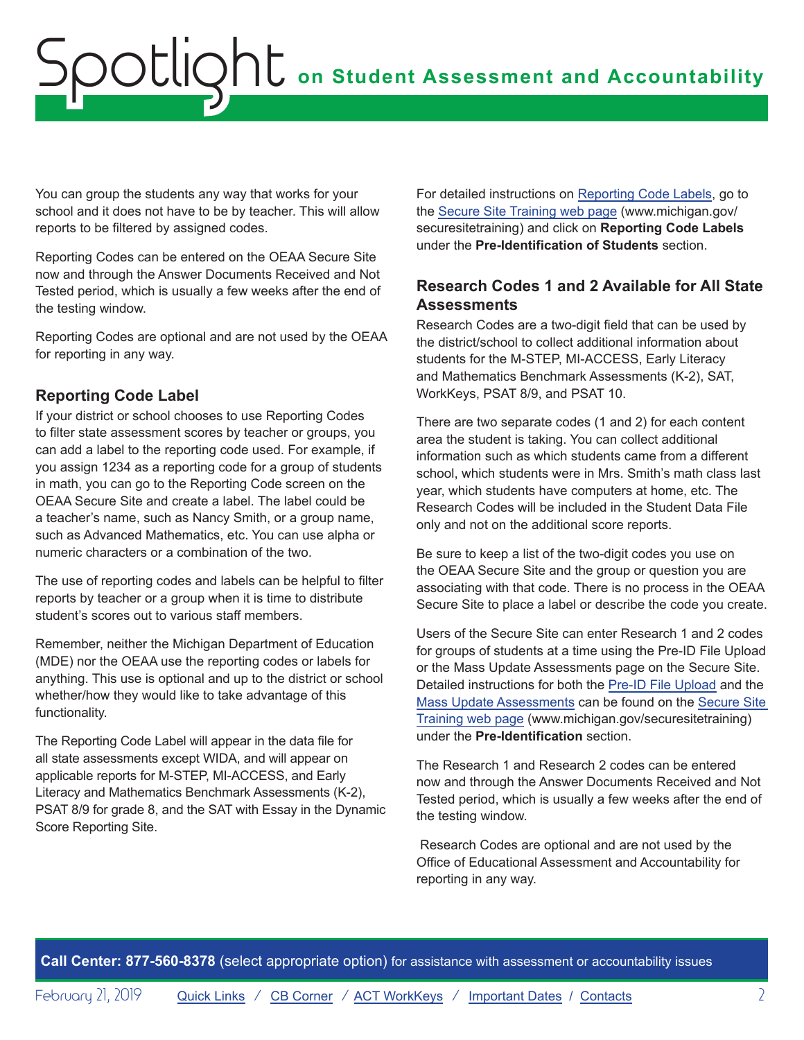You can group the students any way that works for your school and it does not have to be by teacher. This will allow reports to be filtered by assigned codes.

Reporting Codes can be entered on the OEAA Secure Site now and through the Answer Documents Received and Not Tested period, which is usually a few weeks after the end of the testing window.

Reporting Codes are optional and are not used by the OEAA for reporting in any way.

### Reporting Code Label

If your district or school chooses to use Reporting Codes to filter state assessment scores by teacher or groups, you can add a label to the reporting code used. For example, if you assign 1234 as a reporting code for a group of students in math, you can go to the Reporting Code screen on the OEAA Secure Site and create a label. The label could be a teacher's name, such as Nancy Smith, or a group name, such as Advanced Mathematics, etc. You can use alpha or numeric characters or a combination of the two.

The use of reporting codes and labels can be helpful to filter reports by teacher or a group when it is time to distribute student's scores out to various staff members.

Remember, neither the Michigan Department of Education (MDE) nor the OEAA use the reporting codes or labels for anything. This use is optional and up to the district or school whether/how they would like to take advantage of this functionality.

The Reporting Code Label will appear in the data file for all state assessments except WIDA, and will appear on applicable reports for M-STEP, MI-ACCESS, and Early Literacy and Mathematics Benchmark Assessments (K-2), PSAT 8/9 for grade 8, and the SAT with Essay in the Dynamic Score Reporting Site.

For detailed instructions on Reporting Code Labels, go to the Secure Site Training web page (www.michigan.gov/securesitetraining) and click on **Reporting Code Labels** under the **Pre-Identification of Students** section.

### Research Codes 1 and 2 Available for All State Assessments

Research Codes are a two-digit field that can be used by the district/school to collect additional information about students for the M-STEP, MI-ACCESS, Early Literacy and Mathematics Benchmark Assessments (K-2), SAT, WorkKeys, PSAT 8/9, and PSAT 10.

There are two separate codes (1 and 2) for each content area the student is taking. You can collect additional information such as which students came from a different school, which students were in Mrs. Smith's math class last year, which students have computers at home, etc. The Research Codes will be included in the Student Data File only and not on the additional score reports.

Be sure to keep a list of the two-digit codes you use on the OEAA Secure Site and the group or question you are associating with that code. There is no process in the OEAA Secure Site to place a label or describe the code you create.

Users of the Secure Site can enter Research 1 and 2 codes for groups of students at a time using the Pre-ID File Upload or the Mass Update Assessments page on the Secure Site. Detailed instructions for both the Pre-ID File Upload and the Mass Update Assessments can be found on the Secure Site Training web page (www.michigan.gov/securesitetraining) under the **Pre-Identification** section.

The Research 1 and Research 2 codes can be entered now and through the Answer Documents Received and Not Tested period, which is usually a few weeks after the end of the testing window.

Research Codes are optional and are not used by the Office of Educational Assessment and Accountability for reporting in any way.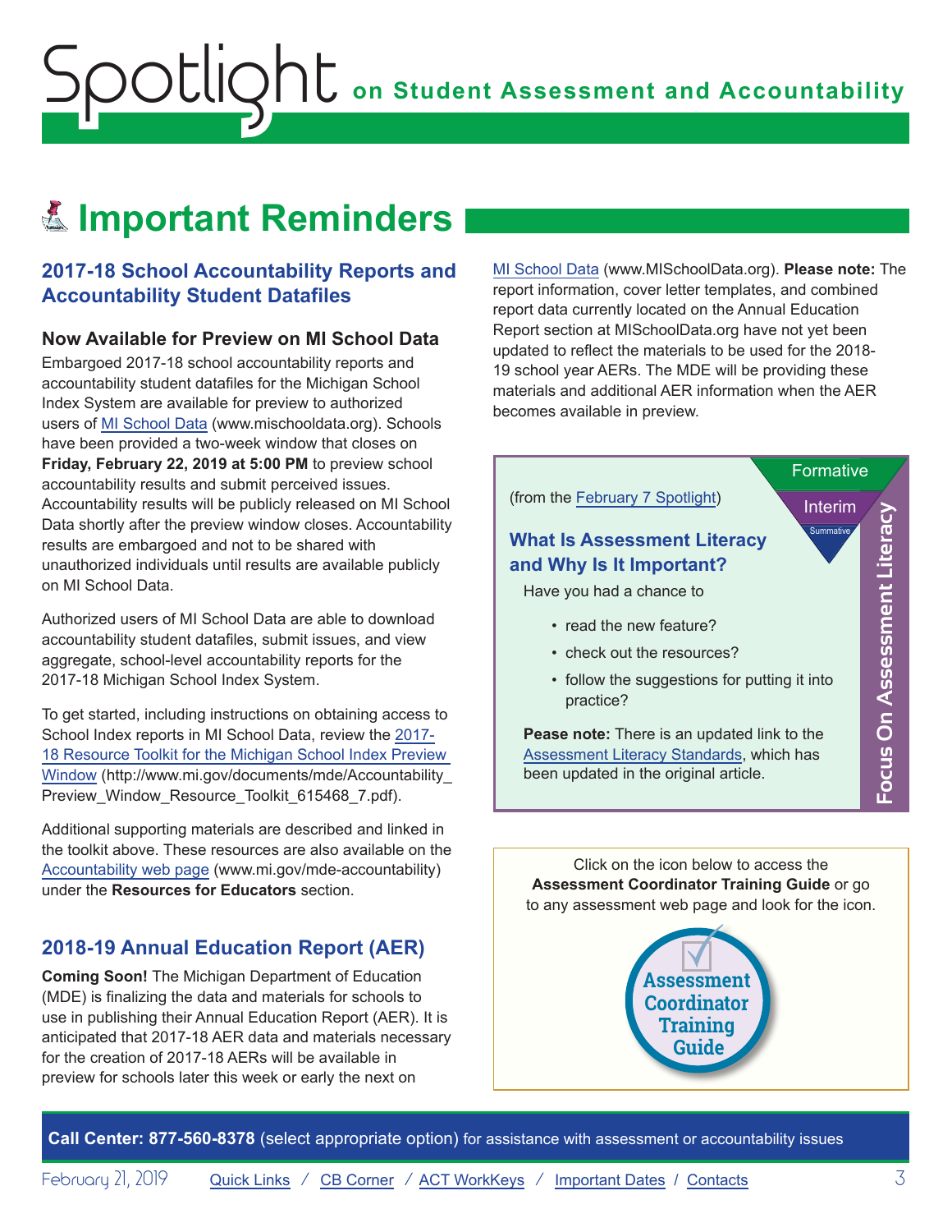# Important Reminders

## 2017-18 School Accountability Reports and Accountability Student Datafiles

### Now Available for Preview on MI School Data

Embargoed 2017-18 school accountability reports and accountability student datafiles for the Michigan School Index System are available for preview to authorized users of MI School Data (www.mischooldata.org). Schools have been provided a two-week window that closes on **Friday, February 22, 2019 at 5:00 PM** to preview school accountability results and submit perceived issues. Accountability results will be publicly released on MI School Data shortly after the preview window closes. Accountability results are embargoed and not to be shared with unauthorized individuals until results are available publicly on MI School Data.

Authorized users of MI School Data are able to download accountability student datafiles, submit issues, and view aggregate, school-level accountability reports for the 2017-18 Michigan School Index System.

To get started, including instructions on obtaining access to School Index reports in MI School Data, review the 2017-18 Resource Toolkit for the Michigan School Index Preview Window (http://www.mi.gov/documents/mde/Accountability_Preview_Window_Resource_Toolkit_615468_7.pdf).

Additional supporting materials are described and linked in the toolkit above. These resources are also available on the Accountability web page (www.mi.gov/mde-accountability) under the **Resources for Educators** section.

## 2018-19 Annual Education Report (AER)

**Coming Soon!** The Michigan Department of Education (MDE) is finalizing the data and materials for schools to use in publishing their Annual Education Report (AER). It is anticipated that 2017-18 AER data and materials necessary for the creation of 2017-18 AERs will be available in preview for schools later this week or early the next on MI School Data (www.MISchoolData.org). **Please note:** The report information, cover letter templates, and combined report data currently located on the Annual Education Report section at MISchoolData.org have not yet been updated to reflect the materials to be used for the 2018-19 school year AERs. The MDE will be providing these materials and additional AER information when the AER becomes available in preview.

**Focus On Assessment Literacy**

Formative / Interim / Summative

(from the February 7 Spotlight)

### What Is Assessment Literacy and Why Is It Important?

Have you had a chance to

- read the new feature?
- check out the resources?
- follow the suggestions for putting it into practice?

**Pease note:** There is an updated link to the Assessment Literacy Standards, which has been updated in the original article.

Click on the icon below to access the **Assessment Coordinator Training Guide** or go to any assessment web page and look for the icon.

Assessment Coordinator Training Guide

**Call Center: 877-560-8378** (select appropriate option) for assistance with assessment or accountability issues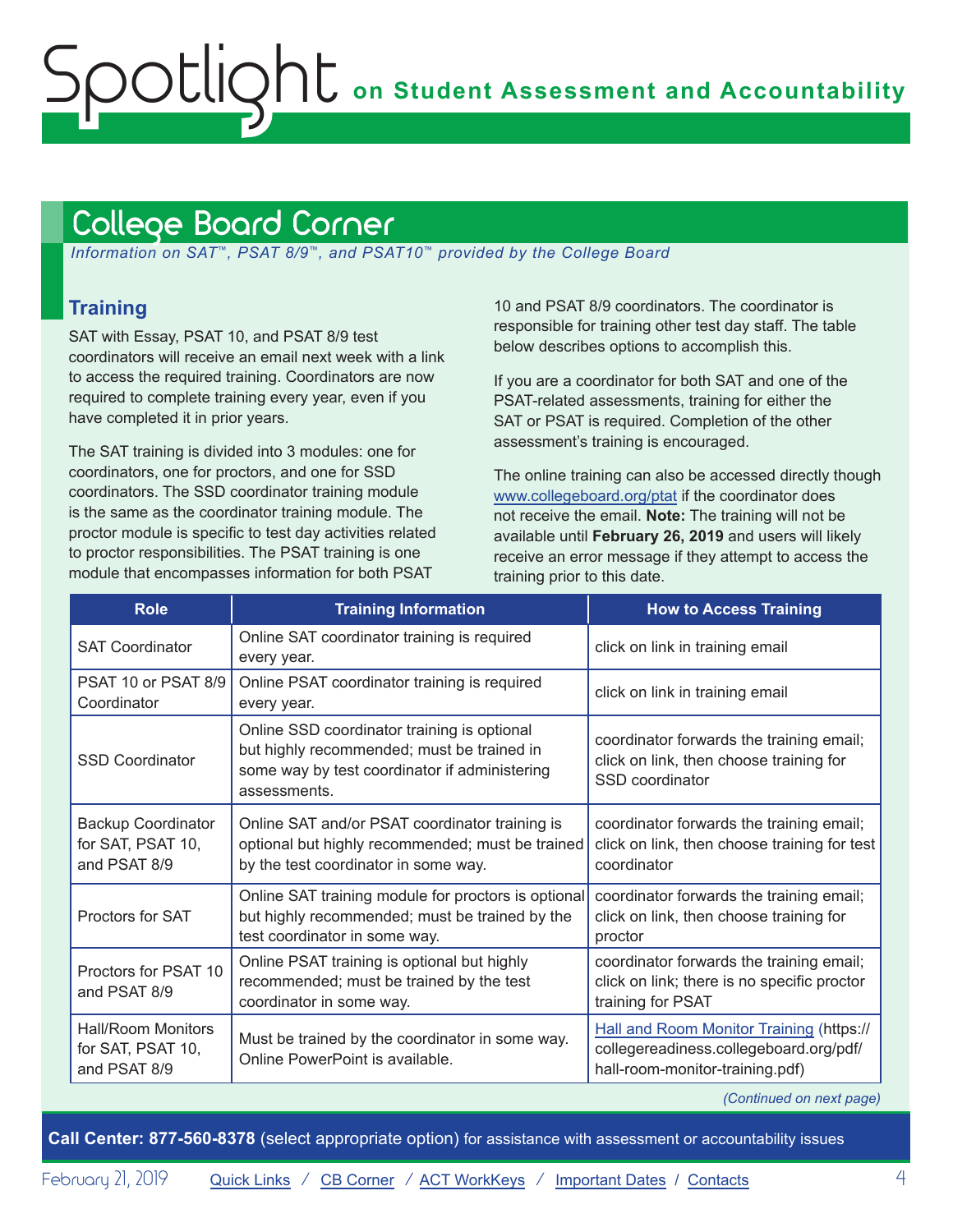## College Board Corner

*Information on SAT™, PSAT 8/9™, and PSAT10™ provided by the College Board*

### Training

SAT with Essay, PSAT 10, and PSAT 8/9 test coordinators will receive an email next week with a link to access the required training. Coordinators are now required to complete training every year, even if you have completed it in prior years.

The SAT training is divided into 3 modules: one for coordinators, one for proctors, and one for SSD coordinators. The SSD coordinator training module is the same as the coordinator training module. The proctor module is specific to test day activities related to proctor responsibilities. The PSAT training is one module that encompasses information for both PSAT 10 and PSAT 8/9 coordinators. The coordinator is responsible for training other test day staff. The table below describes options to accomplish this.

If you are a coordinator for both SAT and one of the PSAT-related assessments, training for either the SAT or PSAT is required. Completion of the other assessment's training is encouraged.

The online training can also be accessed directly though [www.collegeboard.org/ptat](www.collegeboard.org/ptat) if the coordinator does not receive the email. **Note:** The training will not be available until **February 26, 2019** and users will likely receive an error message if they attempt to access the training prior to this date.

| Role | Training Information | How to Access Training |
|---|---|---|
| SAT Coordinator | Online SAT coordinator training is required every year. | click on link in training email |
| PSAT 10 or PSAT 8/9 Coordinator | Online PSAT coordinator training is required every year. | click on link in training email |
| SSD Coordinator | Online SSD coordinator training is optional but highly recommended; must be trained in some way by test coordinator if administering assessments. | coordinator forwards the training email; click on link, then choose training for SSD coordinator |
| Backup Coordinator for SAT, PSAT 10, and PSAT 8/9 | Online SAT and/or PSAT coordinator training is optional but highly recommended; must be trained by the test coordinator in some way. | coordinator forwards the training email; click on link, then choose training for test coordinator |
| Proctors for SAT | Online SAT training module for proctors is optional but highly recommended; must be trained by the test coordinator in some way. | coordinator forwards the training email; click on link, then choose training for proctor |
| Proctors for PSAT 10 and PSAT 8/9 | Online PSAT training is optional but highly recommended; must be trained by the test coordinator in some way. | coordinator forwards the training email; click on link; there is no specific proctor training for PSAT |
| Hall/Room Monitors for SAT, PSAT 10, and PSAT 8/9 | Must be trained by the coordinator in some way. Online PowerPoint is available. | [Hall and Room Monitor Training](https://collegereadiness.collegeboard.org/pdf/hall-room-monitor-training.pdf) (https://collegereadiness.collegeboard.org/pdf/hall-room-monitor-training.pdf) |

*(Continued on next page)*

**Call Center: 877-560-8378** (select appropriate option) for assistance with assessment or accountability issues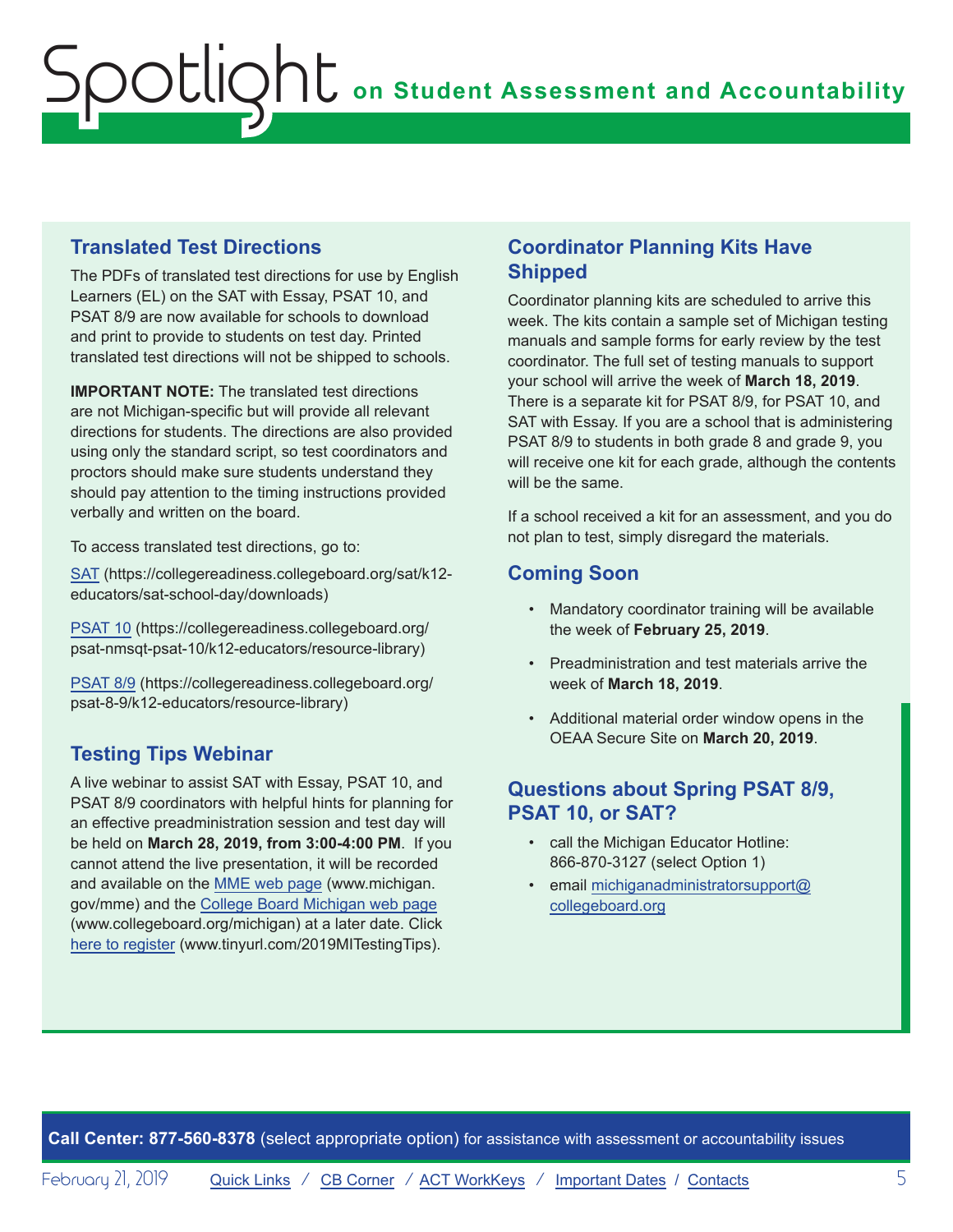## Translated Test Directions

The PDFs of translated test directions for use by English Learners (EL) on the SAT with Essay, PSAT 10, and PSAT 8/9 are now available for schools to download and print to provide to students on test day. Printed translated test directions will not be shipped to schools.

**IMPORTANT NOTE:** The translated test directions are not Michigan-specific but will provide all relevant directions for students. The directions are also provided using only the standard script, so test coordinators and proctors should make sure students understand they should pay attention to the timing instructions provided verbally and written on the board.

To access translated test directions, go to:

SAT (https://collegereadiness.collegeboard.org/sat/k12-educators/sat-school-day/downloads)

PSAT 10 (https://collegereadiness.collegeboard.org/psat-nmsqt-psat-10/k12-educators/resource-library)

PSAT 8/9 (https://collegereadiness.collegeboard.org/psat-8-9/k12-educators/resource-library)

## Testing Tips Webinar

A live webinar to assist SAT with Essay, PSAT 10, and PSAT 8/9 coordinators with helpful hints for planning for an effective preadministration session and test day will be held on **March 28, 2019, from 3:00-4:00 PM**. If you cannot attend the live presentation, it will be recorded and available on the MME web page (www.michigan.gov/mme) and the College Board Michigan web page (www.collegeboard.org/michigan) at a later date. Click here to register (www.tinyurl.com/2019MITestingTips).

## Coordinator Planning Kits Have Shipped

Coordinator planning kits are scheduled to arrive this week. The kits contain a sample set of Michigan testing manuals and sample forms for early review by the test coordinator. The full set of testing manuals to support your school will arrive the week of **March 18, 2019**. There is a separate kit for PSAT 8/9, for PSAT 10, and SAT with Essay. If you are a school that is administering PSAT 8/9 to students in both grade 8 and grade 9, you will receive one kit for each grade, although the contents will be the same.

If a school received a kit for an assessment, and you do not plan to test, simply disregard the materials.

## Coming Soon

- Mandatory coordinator training will be available the week of **February 25, 2019**.
- Preadministration and test materials arrive the week of **March 18, 2019**.
- Additional material order window opens in the OEAA Secure Site on **March 20, 2019**.

## Questions about Spring PSAT 8/9, PSAT 10, or SAT?

- call the Michigan Educator Hotline: 866-870-3127 (select Option 1)
- email michiganadministratorsupport@collegeboard.org

**Call Center: 877-560-8378** (select appropriate option) for assistance with assessment or accountability issues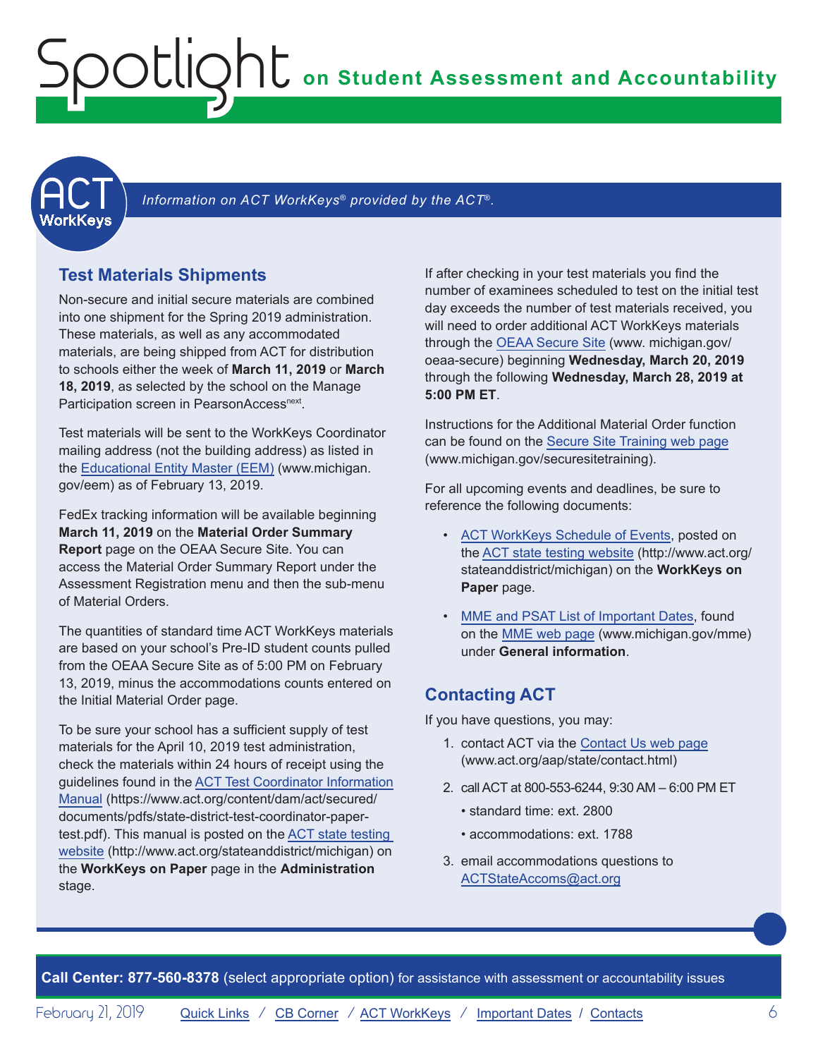*Information on ACT WorkKeys® provided by the ACT®.*

## Test Materials Shipments

Non-secure and initial secure materials are combined into one shipment for the Spring 2019 administration. These materials, as well as any accommodated materials, are being shipped from ACT for distribution to schools either the week of **March 11, 2019** or **March 18, 2019**, as selected by the school on the Manage Participation screen in PearsonAccess[next].

Test materials will be sent to the WorkKeys Coordinator mailing address (not the building address) as listed in the Educational Entity Master (EEM) (www.michigan.gov/eem) as of February 13, 2019.

FedEx tracking information will be available beginning **March 11, 2019** on the **Material Order Summary Report** page on the OEAA Secure Site. You can access the Material Order Summary Report under the Assessment Registration menu and then the sub-menu of Material Orders.

The quantities of standard time ACT WorkKeys materials are based on your school's Pre-ID student counts pulled from the OEAA Secure Site as of 5:00 PM on February 13, 2019, minus the accommodations counts entered on the Initial Material Order page.

To be sure your school has a sufficient supply of test materials for the April 10, 2019 test administration, check the materials within 24 hours of receipt using the guidelines found in the ACT Test Coordinator Information Manual (https://www.act.org/content/dam/act/secured/documents/pdfs/state-district-test-coordinator-paper-test.pdf). This manual is posted on the ACT state testing website (http://www.act.org/stateanddistrict/michigan) on the **WorkKeys on Paper** page in the **Administration** stage.

If after checking in your test materials you find the number of examinees scheduled to test on the initial test day exceeds the number of test materials received, you will need to order additional ACT WorkKeys materials through the OEAA Secure Site (www. michigan.gov/oeaa-secure) beginning **Wednesday, March 20, 2019** through the following **Wednesday, March 28, 2019 at 5:00 PM ET**.

Instructions for the Additional Material Order function can be found on the Secure Site Training web page (www.michigan.gov/securesitetraining).

For all upcoming events and deadlines, be sure to reference the following documents:

- ACT WorkKeys Schedule of Events, posted on the ACT state testing website (http://www.act.org/stateanddistrict/michigan) on the **WorkKeys on Paper** page.
- MME and PSAT List of Important Dates, found on the MME web page (www.michigan.gov/mme) under **General information**.

## Contacting ACT

If you have questions, you may:

1. contact ACT via the Contact Us web page (www.act.org/aap/state/contact.html)
2. call ACT at 800-553-6244, 9:30 AM – 6:00 PM ET
   - standard time: ext. 2800
   - accommodations: ext. 1788
3. email accommodations questions to ACTStateAccoms@act.org

**Call Center: 877-560-8378** (select appropriate option) for assistance with assessment or accountability issues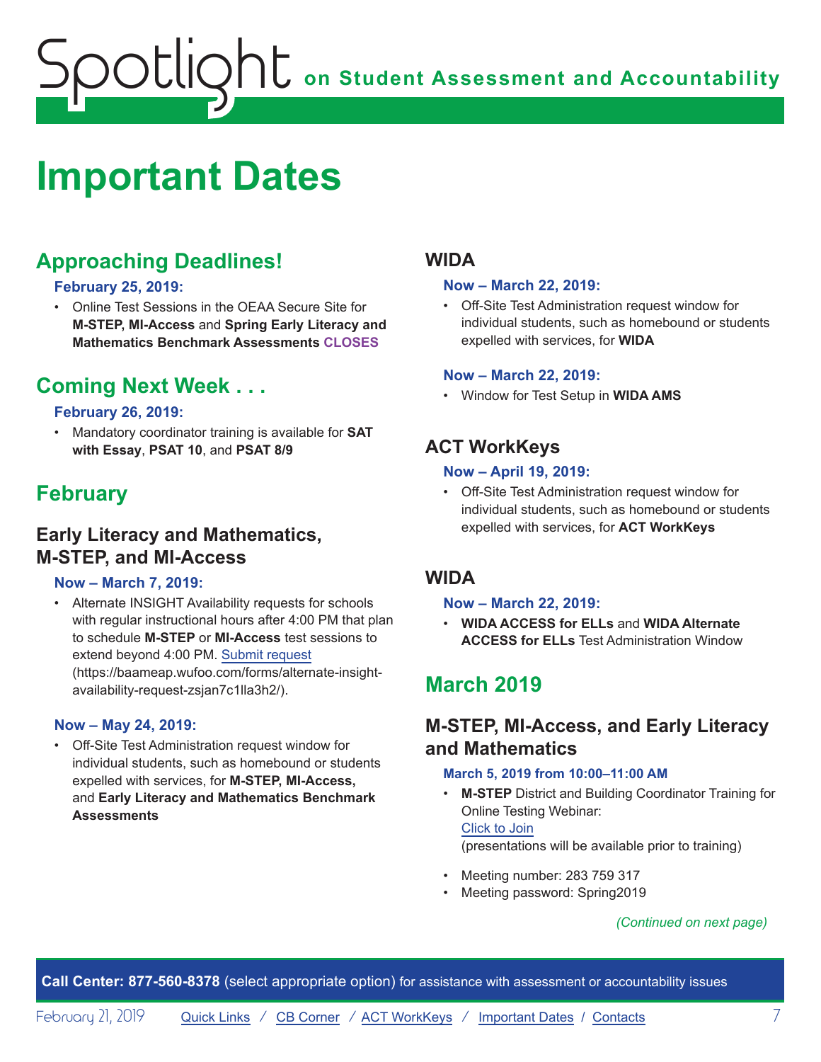# Important Dates

## Approaching Deadlines!

**February 25, 2019:**

- Online Test Sessions in the OEAA Secure Site for **M-STEP, MI-Access** and **Spring Early Literacy and Mathematics Benchmark Assessments** **CLOSES**

## Coming Next Week . . .

**February 26, 2019:**

- Mandatory coordinator training is available for **SAT with Essay**, **PSAT 10**, and **PSAT 8/9**

## February

### Early Literacy and Mathematics, M-STEP, and MI-Access

**Now – March 7, 2019:**

- Alternate INSIGHT Availability requests for schools with regular instructional hours after 4:00 PM that plan to schedule **M-STEP** or **MI-Access** test sessions to extend beyond 4:00 PM. Submit request (https://baameap.wufoo.com/forms/alternate-insight-availability-request-zsjan7c1lla3h2/).

**Now – May 24, 2019:**

- Off-Site Test Administration request window for individual students, such as homebound or students expelled with services, for **M-STEP, MI-Access,** and **Early Literacy and Mathematics Benchmark Assessments**

### WIDA

**Now – March 22, 2019:**

- Off-Site Test Administration request window for individual students, such as homebound or students expelled with services, for **WIDA**

**Now – March 22, 2019:**

- Window for Test Setup in **WIDA AMS**

### ACT WorkKeys

**Now – April 19, 2019:**

- Off-Site Test Administration request window for individual students, such as homebound or students expelled with services, for **ACT WorkKeys**

### WIDA

**Now – March 22, 2019:**

- **WIDA ACCESS for ELLs** and **WIDA Alternate ACCESS for ELLs** Test Administration Window

## March 2019

### M-STEP, MI-Access, and Early Literacy and Mathematics

**March 5, 2019 from 10:00–11:00 AM**

- **M-STEP** District and Building Coordinator Training for Online Testing Webinar:
  Click to Join
  (presentations will be available prior to training)
- Meeting number: 283 759 317
- Meeting password: Spring2019

*(Continued on next page)*

**Call Center: 877-560-8378** (select appropriate option) for assistance with assessment or accountability issues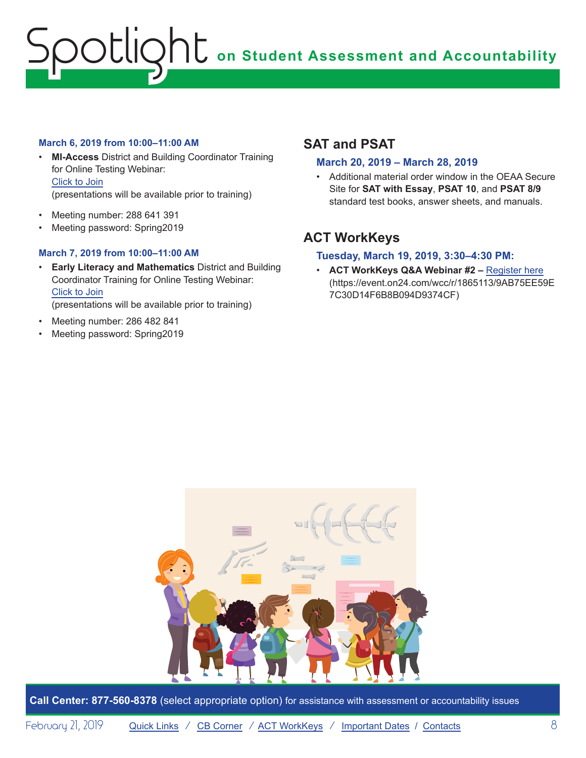**March 6, 2019 from 10:00–11:00 AM**

- **MI-Access** District and Building Coordinator Training for Online Testing Webinar: Click to Join (presentations will be available prior to training)
- Meeting number: 288 641 391
- Meeting password: Spring2019

**March 7, 2019 from 10:00–11:00 AM**

- **Early Literacy and Mathematics** District and Building Coordinator Training for Online Testing Webinar: Click to Join (presentations will be available prior to training)
- Meeting number: 286 482 841
- Meeting password: Spring2019

## SAT and PSAT

**March 20, 2019 – March 28, 2019**

- Additional material order window in the OEAA Secure Site for **SAT with Essay**, **PSAT 10**, and **PSAT 8/9** standard test books, answer sheets, and manuals.

## ACT WorkKeys

**Tuesday, March 19, 2019, 3:30–4:30 PM:**

- **ACT WorkKeys Q&A Webinar #2 –** Register here (https://event.on24.com/wcc/r/1865113/9AB75EE59E7C30D14F6B8B094D9374CF)

**Call Center: 877-560-8378** (select appropriate option) for assistance with assessment or accountability issues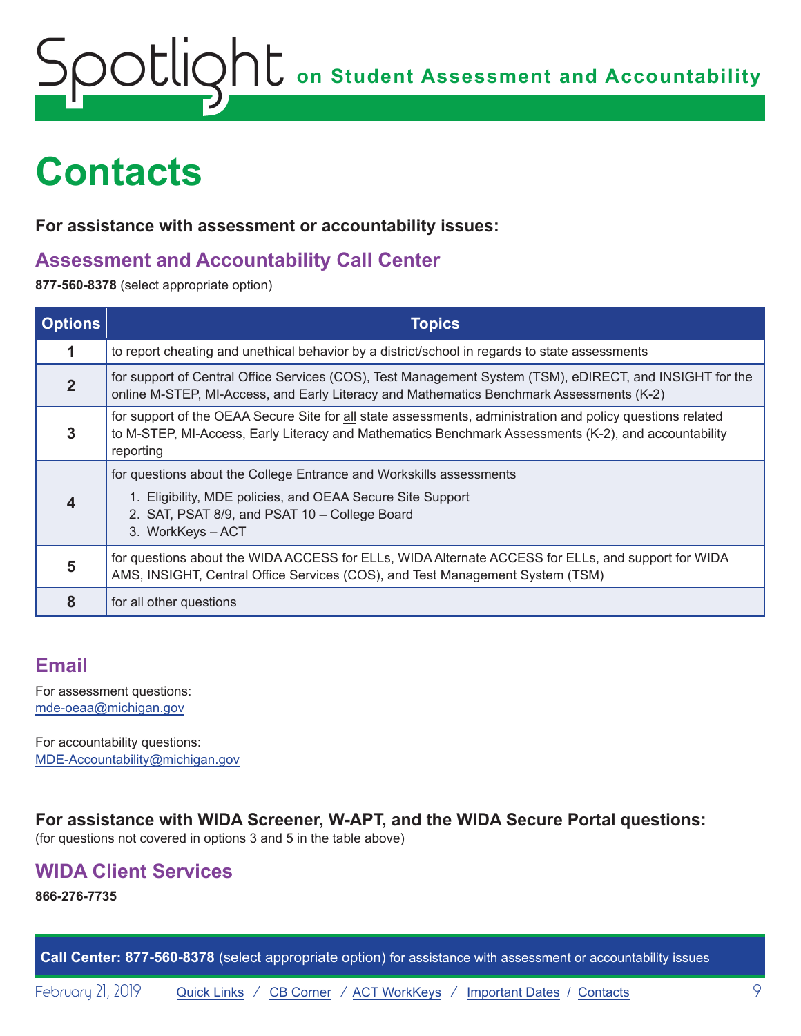# Contacts

**For assistance with assessment or accountability issues:**

## Assessment and Accountability Call Center

**877-560-8378** (select appropriate option)

| Options | Topics |
|---|---|
| **1** | to report cheating and unethical behavior by a district/school in regards to state assessments |
| **2** | for support of Central Office Services (COS), Test Management System (TSM), eDIRECT, and INSIGHT for the online M-STEP, MI-Access, and Early Literacy and Mathematics Benchmark Assessments (K-2) |
| **3** | for support of the OEAA Secure Site for all state assessments, administration and policy questions related to M-STEP, MI-Access, Early Literacy and Mathematics Benchmark Assessments (K-2), and accountability reporting |
| **4** | for questions about the College Entrance and Workskills assessments<br>1. Eligibility, MDE policies, and OEAA Secure Site Support<br>2. SAT, PSAT 8/9, and PSAT 10 – College Board<br>3. WorkKeys – ACT |
| **5** | for questions about the WIDA ACCESS for ELLs, WIDA Alternate ACCESS for ELLs, and support for WIDA AMS, INSIGHT, Central Office Services (COS), and Test Management System (TSM) |
| **8** | for all other questions |

## Email

For assessment questions:
mde-oeaa@michigan.gov

For accountability questions:
MDE-Accountability@michigan.gov

**For assistance with WIDA Screener, W-APT, and the WIDA Secure Portal questions:**
(for questions not covered in options 3 and 5 in the table above)

## WIDA Client Services

**866-276-7735**

**Call Center: 877-560-8378** (select appropriate option) for assistance with assessment or accountability issues